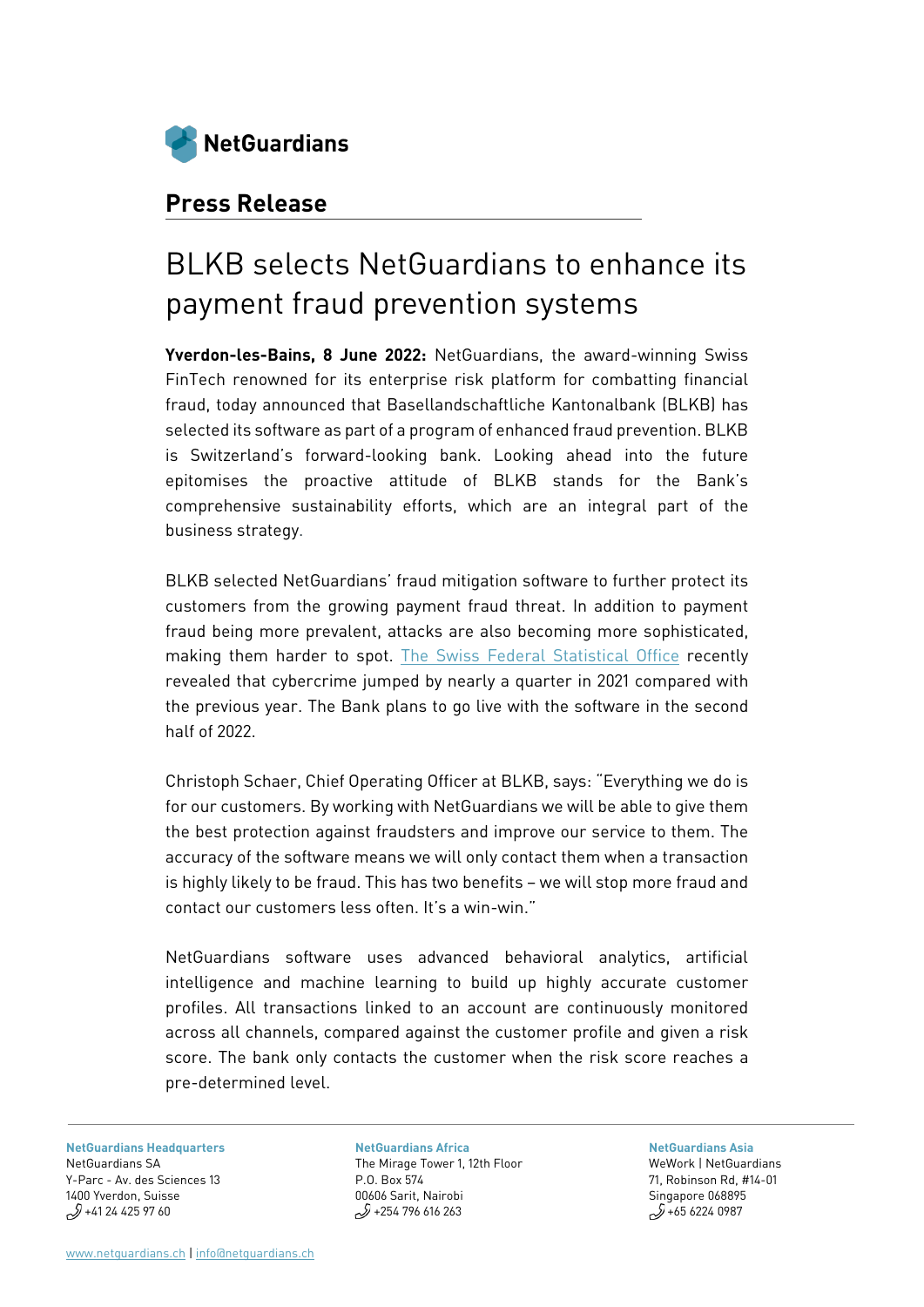## Press Release

# BLKB selects NetGuardians to enhance its payment fraud prevention systems

**Yverdon-les-Bains, 8 June 2022:** NetGuardians, the award-winning Swiss FinTech renowned for its enterprise risk platform for combatting financial fraud, today announced that Basellandschaftliche Kantonalbank (BLKB) has selected its software as part of a program of enhanced fraud prevention. BLKB is Switzerland's forward-looking bank. Looking ahead into the future epitomises the proactive attitude of BLKB stands for the Bank's comprehensive sustainability efforts, which are an integral part of the business strategy.

BLKB selected NetGuardians' fraud mitigation software to further protect its customers from the growing payment fraud threat. In addition to payment fraud being more prevalent, attacks are also becoming more sophisticated, making them harder to spot. The Swiss Federal Statistical Office recently revealed that cybercrime jumped by nearly a quarter in 2021 compared with the previous year. The Bank plans to go live with the software in the second half of 2022.

Christoph Schaer, Chief Operating Officer at BLKB, says: "Everything we do is for our customers. By working with NetGuardians we will be able to give them the best protection against fraudsters and improve our service to them. The accuracy of the software means we will only contact them when a transaction is highly likely to be fraud. This has two benefits – we will stop more fraud and contact our customers less often. It's a win-win."

NetGuardians software uses advanced behavioral analytics, artificial intelligence and machine learning to build up highly accurate customer profiles. All transactions linked to an account are continuously monitored across all channels, compared against the customer profile and given a risk score. The bank only contacts the customer when the risk score reaches a pre-determined level.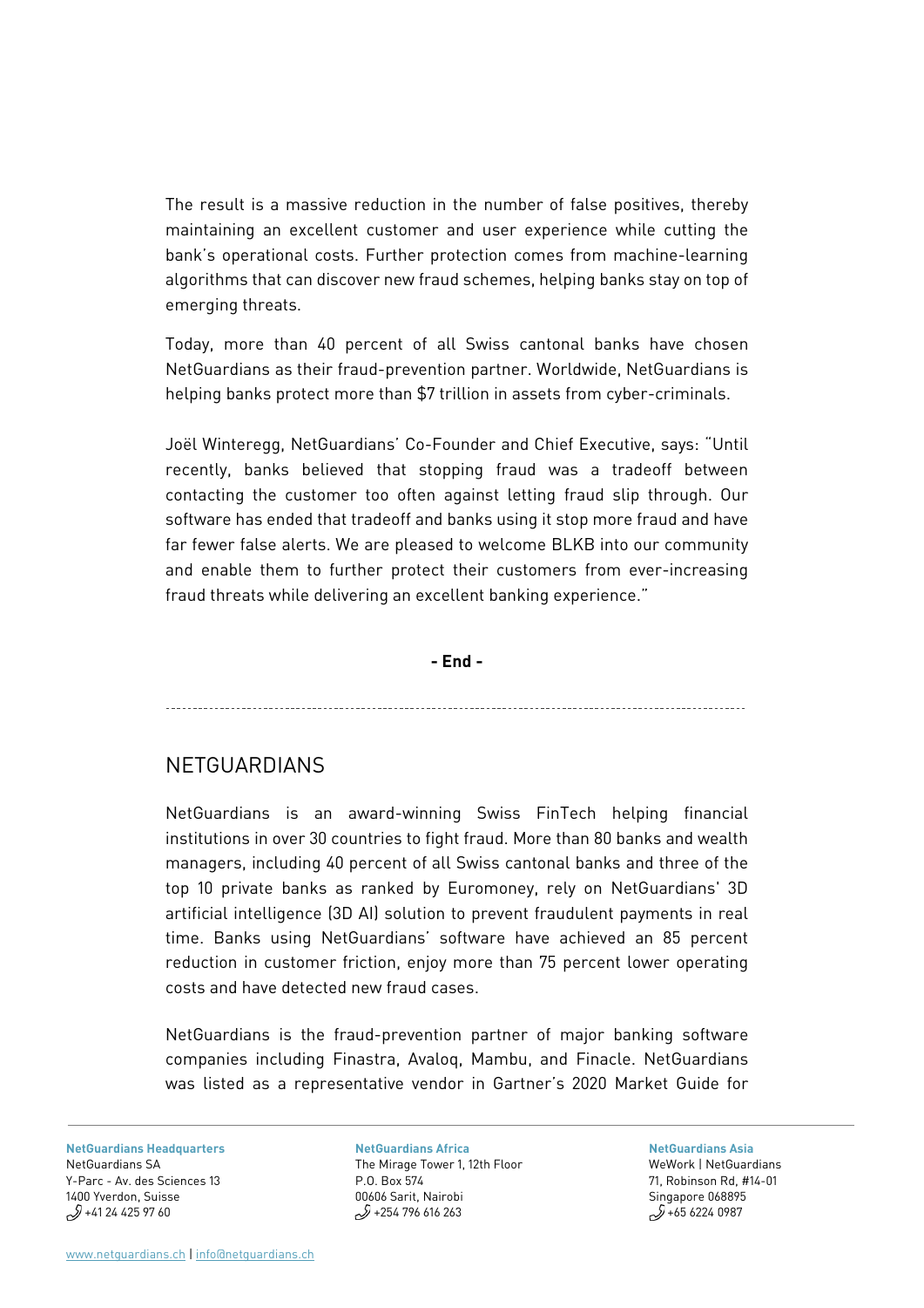The result is a massive reduction in the number of false positives, thereby maintaining an excellent customer and user experience while cutting the bank's operational costs. Further protection comes from machine-learning algorithms that can discover new fraud schemes, helping banks stay on top of emerging threats.

Today, more than 40 percent of all Swiss cantonal banks have chosen NetGuardians as their fraud-prevention partner. Worldwide, NetGuardians is helping banks protect more than $7 trillion in assets from cyber-criminals.

Joël Winteregg, NetGuardians' Co-Founder and Chief Executive, says: "Until recently, banks believed that stopping fraud was a tradeoff between contacting the customer too often against letting fraud slip through. Our software has ended that tradeoff and banks using it stop more fraud and have far fewer false alerts. We are pleased to welcome BLKB into our community and enable them to further protect their customers from ever-increasing fraud threats while delivering an excellent banking experience."

**- End -**

---

## NETGUARDIANS

NetGuardians is an award-winning Swiss FinTech helping financial institutions in over 30 countries to fight fraud. More than 80 banks and wealth managers, including 40 percent of all Swiss cantonal banks and three of the top 10 private banks as ranked by Euromoney, rely on NetGuardians' 3D artificial intelligence (3D AI) solution to prevent fraudulent payments in real time. Banks using NetGuardians' software have achieved an 85 percent reduction in customer friction, enjoy more than 75 percent lower operating costs and have detected new fraud cases.

NetGuardians is the fraud-prevention partner of major banking software companies including Finastra, Avaloq, Mambu, and Finacle. NetGuardians was listed as a representative vendor in Gartner's 2020 Market Guide for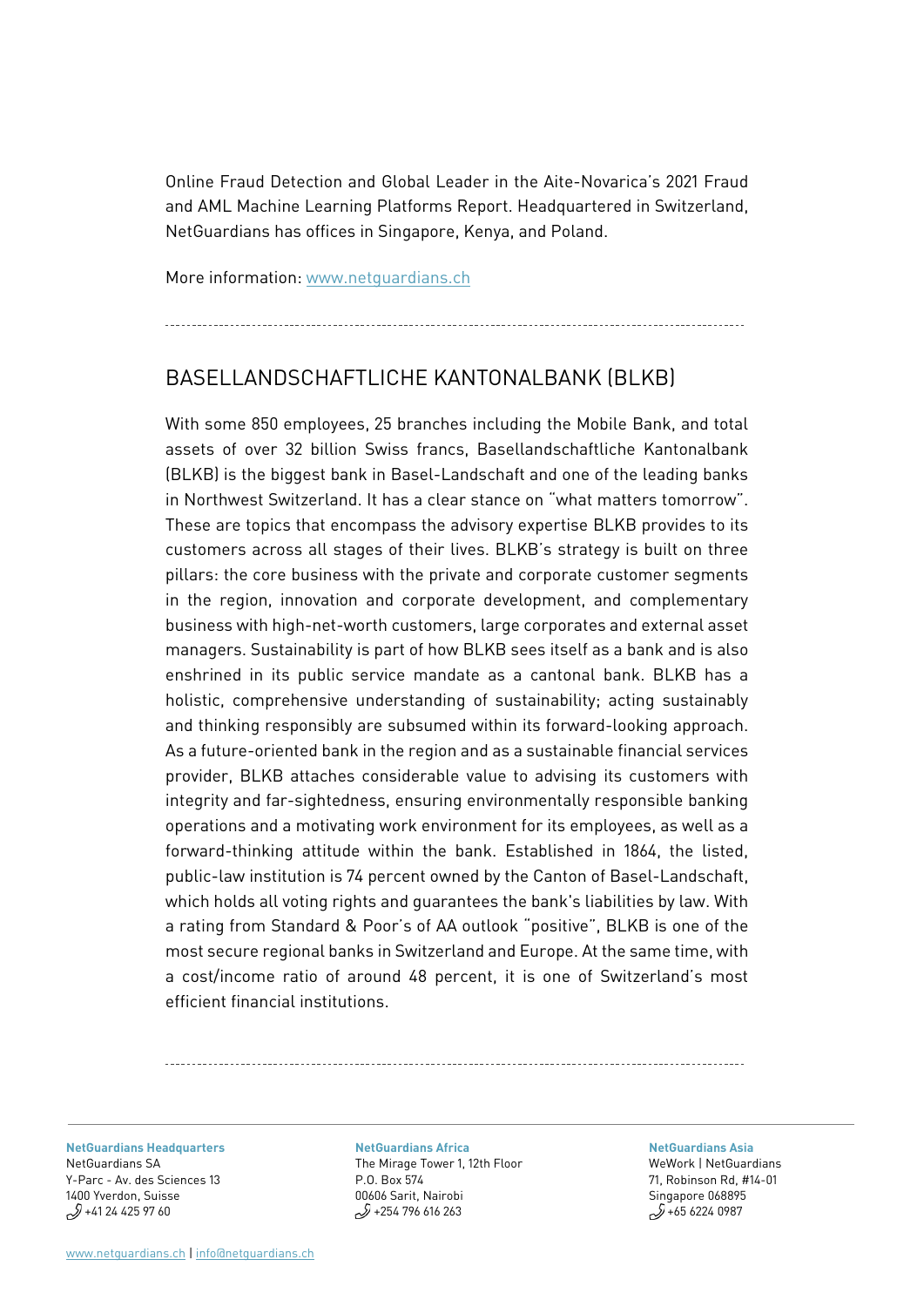Online Fraud Detection and Global Leader in the Aite-Novarica's 2021 Fraud and AML Machine Learning Platforms Report. Headquartered in Switzerland, NetGuardians has offices in Singapore, Kenya, and Poland.

More information: [www.netguardians.ch](http://www.netguardians.ch)

---

## BASELLANDSCHAFTLICHE KANTONALBANK (BLKB)

With some 850 employees, 25 branches including the Mobile Bank, and total assets of over 32 billion Swiss francs, Basellandschaftliche Kantonalbank (BLKB) is the biggest bank in Basel-Landschaft and one of the leading banks in Northwest Switzerland. It has a clear stance on "what matters tomorrow". These are topics that encompass the advisory expertise BLKB provides to its customers across all stages of their lives. BLKB's strategy is built on three pillars: the core business with the private and corporate customer segments in the region, innovation and corporate development, and complementary business with high-net-worth customers, large corporates and external asset managers. Sustainability is part of how BLKB sees itself as a bank and is also enshrined in its public service mandate as a cantonal bank. BLKB has a holistic, comprehensive understanding of sustainability; acting sustainably and thinking responsibly are subsumed within its forward-looking approach. As a future-oriented bank in the region and as a sustainable financial services provider, BLKB attaches considerable value to advising its customers with integrity and far-sightedness, ensuring environmentally responsible banking operations and a motivating work environment for its employees, as well as a forward-thinking attitude within the bank. Established in 1864, the listed, public-law institution is 74 percent owned by the Canton of Basel-Landschaft, which holds all voting rights and guarantees the bank's liabilities by law. With a rating from Standard & Poor's of AA outlook "positive", BLKB is one of the most secure regional banks in Switzerland and Europe. At the same time, with a cost/income ratio of around 48 percent, it is one of Switzerland's most efficient financial institutions.

---

**NetGuardians Headquarters**
NetGuardians SA
Y-Parc - Av. des Sciences 13
1400 Yverdon, Suisse
+41 24 425 97 60

**NetGuardians Africa**
The Mirage Tower 1, 12th Floor
P.O. Box 574
00606 Sarit, Nairobi
+254 796 616 263

**NetGuardians Asia**
WeWork | NetGuardians
71, Robinson Rd, #14-01
Singapore 068895
+65 6224 0987

[www.netguardians.ch](http://www.netguardians.ch) | [info@netguardians.ch](mailto:info@netguardians.ch)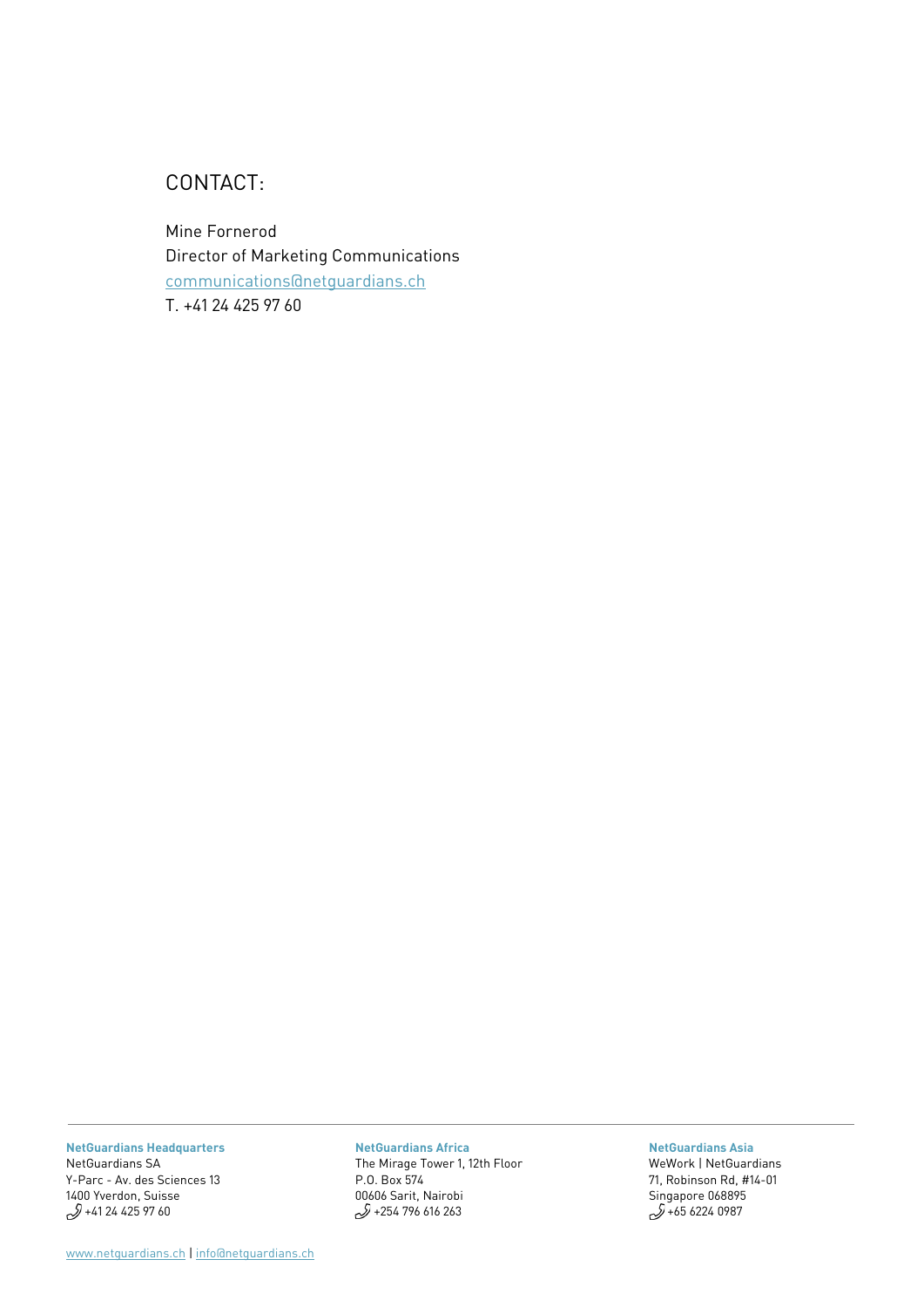## CONTACT:

Mine Fornerod
Director of Marketing Communications
communications@netguardians.ch
T. +41 24 425 97 60

**NetGuardians Headquarters**
NetGuardians SA
Y-Parc - Av. des Sciences 13
1400 Yverdon, Suisse
+41 24 425 97 60

**NetGuardians Africa**
The Mirage Tower 1, 12th Floor
P.O. Box 574
00606 Sarit, Nairobi
+254 796 616 263

**NetGuardians Asia**
WeWork | NetGuardians
71, Robinson Rd, #14-01
Singapore 068895
+65 6224 0987

www.netguardians.ch | info@netguardians.ch